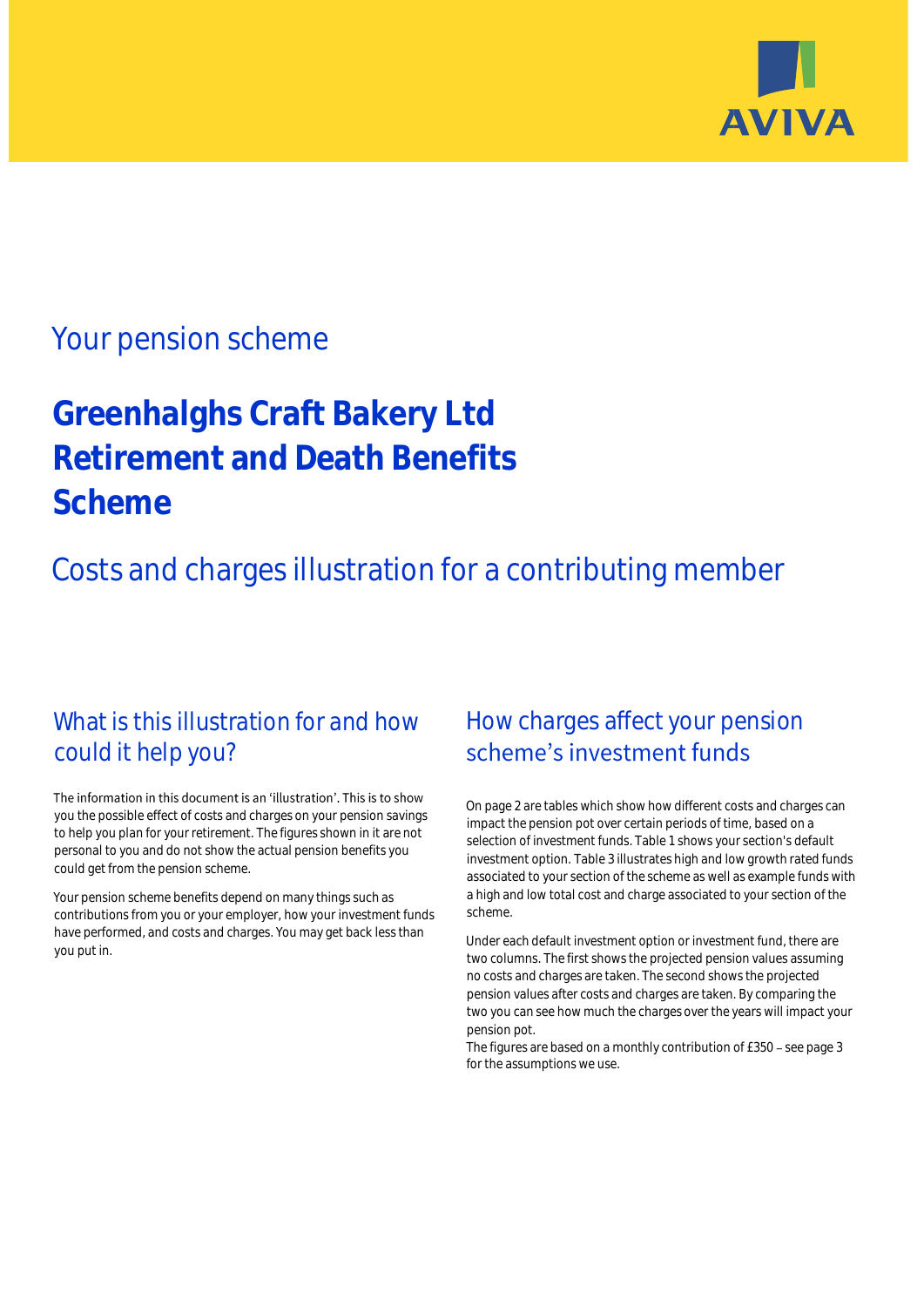AVIVA

## Your pension scheme

# Greenhalghs Craft Bakery Ltd Retirement and Death Benefits Scheme

## Costs and charges illustration for a contributing member

### What is this illustration for and how could it help you?

The information in this document is an 'illustration'. This is to show you the possible effect of costs and charges on your pension savings to help you plan for your retirement. The figures shown in it are not personal to you and do not show the actual pension benefits you could get from the pension scheme.

Your pension scheme benefits depend on many things such as contributions from you or your employer, how your investment funds have performed, and costs and charges. You may get back less than you put in.

### How charges affect your pension scheme's investment funds

On page 2 are tables which show how different costs and charges can impact the pension pot over certain periods of time, based on a selection of investment funds. Table 1 shows your section's default investment option. Table 3 illustrates high and low growth rated funds associated to your section of the scheme as well as example funds with a high and low total cost and charge associated to your section of the scheme.

Under each default investment option or investment fund, there are two columns. The first shows the projected pension values assuming no costs and charges are taken. The second shows the projected pension values after costs and charges are taken. By comparing the two you can see how much the charges over the years will impact your pension pot.

The figures are based on a monthly contribution of £350 – see page 3 for the assumptions we use.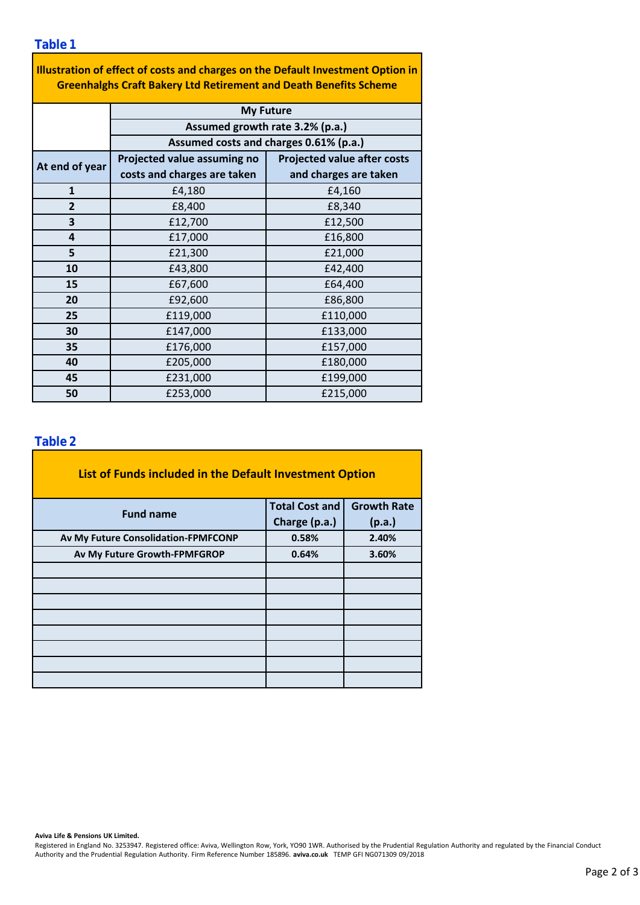## Table 1

| Illustration of effect of costs and charges on the Default Investment Option in Greenhalghs Craft Bakery Ltd Retirement and Death Benefits Scheme | | |
|---|---|---|
| | My Future | |
| | Assumed growth rate 3.2% (p.a.) | |
| | Assumed costs and charges 0.61% (p.a.) | |
| At end of year | Projected value assuming no costs and charges are taken | Projected value after costs and charges are taken |
| 1 | £4,180 | £4,160 |
| 2 | £8,400 | £8,340 |
| 3 | £12,700 | £12,500 |
| 4 | £17,000 | £16,800 |
| 5 | £21,300 | £21,000 |
| 10 | £43,800 | £42,400 |
| 15 | £67,600 | £64,400 |
| 20 | £92,600 | £86,800 |
| 25 | £119,000 | £110,000 |
| 30 | £147,000 | £133,000 |
| 35 | £176,000 | £157,000 |
| 40 | £205,000 | £180,000 |
| 45 | £231,000 | £199,000 |
| 50 | £253,000 | £215,000 |

## Table 2

| List of Funds included in the Default Investment Option | | |
|---|---|---|
| Fund name | Total Cost and Charge (p.a.) | Growth Rate (p.a.) |
| Av My Future Consolidation-FPMFCONP | 0.58% | 2.40% |
| Av My Future Growth-FPMFGROP | 0.64% | 3.60% |
| | | |
| | | |
| | | |
| | | |
| | | |
| | | |
| | | |
| | | |

**Aviva Life & Pensions UK Limited.**
Registered in England No. 3253947. Registered office: Aviva, Wellington Row, York, YO90 1WR. Authorised by the Prudential Regulation Authority and regulated by the Financial Conduct Authority and the Prudential Regulation Authority. Firm Reference Number 185896. **aviva.co.uk** TEMP GFI NG071309 09/2018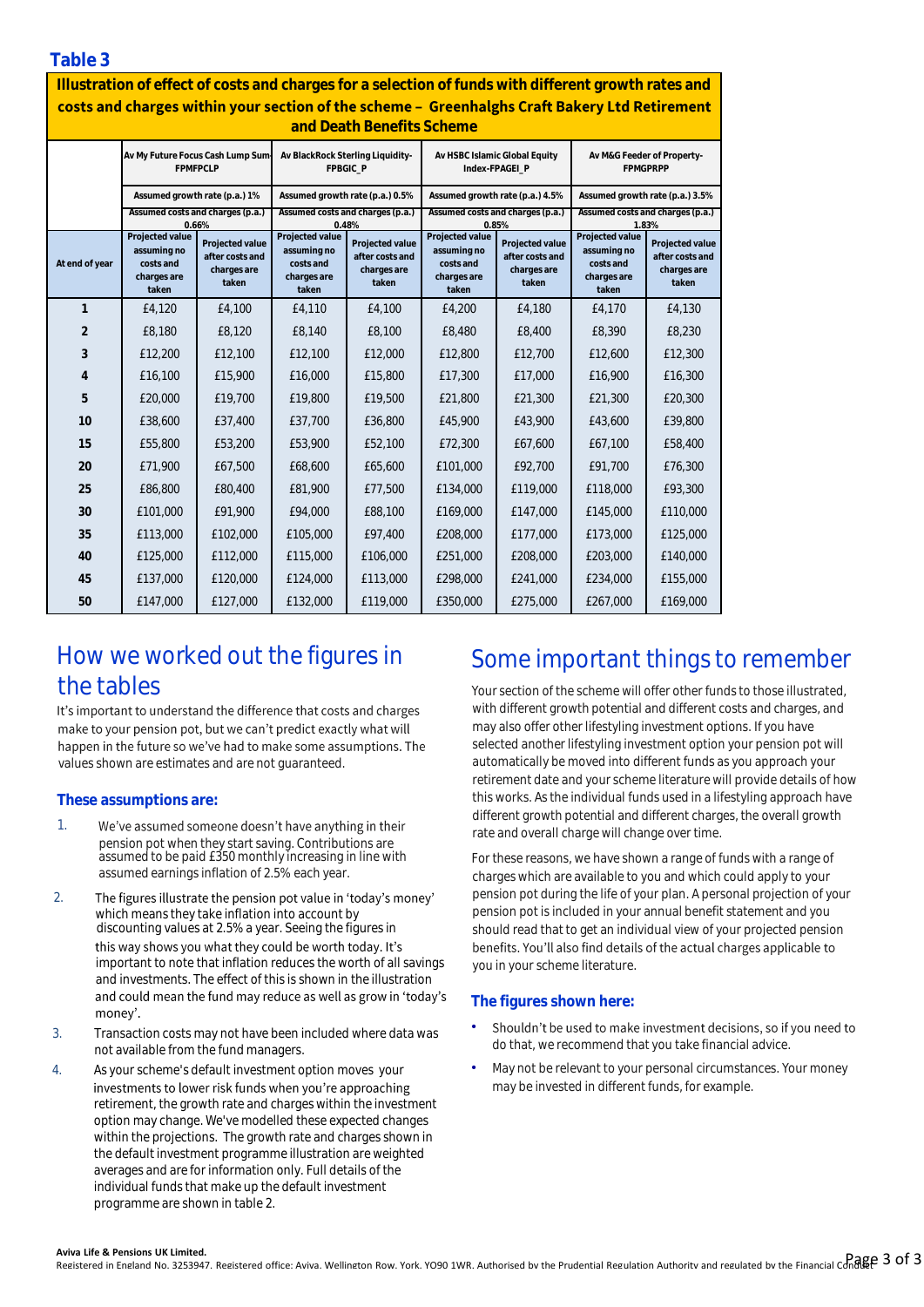## Table 3

| Illustration of effect of costs and charges for a selection of funds with different growth rates and costs and charges within your section of the scheme – Greenhalghs Craft Bakery Ltd Retirement and Death Benefits Scheme | | | | | | | | |
|---|---|---|---|---|---|---|---|---|
| | Av My Future Focus Cash Lump Sum-FPMFPCLP | | Av BlackRock Sterling Liquidity-FPBGIC_P | | Av HSBC Islamic Global Equity Index-FPAGEI_P | | Av M&G Feeder of Property-FPMGPRPP | |
| | Assumed growth rate (p.a.) 1% | | Assumed growth rate (p.a.) 0.5% | | Assumed growth rate (p.a.) 4.5% | | Assumed growth rate (p.a.) 3.5% | |
| | Assumed costs and charges (p.a.) 0.66% | | Assumed costs and charges (p.a.) 0.48% | | Assumed costs and charges (p.a.) 0.85% | | Assumed costs and charges (p.a.) 1.83% | |
| At end of year | Projected value assuming no costs and charges are taken | Projected value after costs and charges are taken | Projected value assuming no costs and charges are taken | Projected value after costs and charges are taken | Projected value assuming no costs and charges are taken | Projected value after costs and charges are taken | Projected value assuming no costs and charges are taken | Projected value after costs and charges are taken |
| 1 | £4,120 | £4,100 | £4,110 | £4,100 | £4,200 | £4,180 | £4,170 | £4,130 |
| 2 | £8,180 | £8,120 | £8,140 | £8,100 | £8,480 | £8,400 | £8,390 | £8,230 |
| 3 | £12,200 | £12,100 | £12,100 | £12,000 | £12,800 | £12,700 | £12,600 | £12,300 |
| 4 | £16,100 | £15,900 | £16,000 | £15,800 | £17,300 | £17,000 | £16,900 | £16,300 |
| 5 | £20,000 | £19,700 | £19,800 | £19,500 | £21,800 | £21,300 | £21,300 | £20,300 |
| 10 | £38,600 | £37,400 | £37,700 | £36,800 | £45,900 | £43,900 | £43,600 | £39,800 |
| 15 | £55,800 | £53,200 | £53,900 | £52,100 | £72,300 | £67,600 | £67,100 | £58,400 |
| 20 | £71,900 | £67,500 | £68,600 | £65,600 | £101,000 | £92,700 | £91,700 | £76,300 |
| 25 | £86,800 | £80,400 | £81,900 | £77,500 | £134,000 | £119,000 | £118,000 | £93,300 |
| 30 | £101,000 | £91,900 | £94,000 | £88,100 | £169,000 | £147,000 | £145,000 | £110,000 |
| 35 | £113,000 | £102,000 | £105,000 | £97,400 | £208,000 | £177,000 | £173,000 | £125,000 |
| 40 | £125,000 | £112,000 | £115,000 | £106,000 | £251,000 | £208,000 | £203,000 | £140,000 |
| 45 | £137,000 | £120,000 | £124,000 | £113,000 | £298,000 | £241,000 | £234,000 | £155,000 |
| 50 | £147,000 | £127,000 | £132,000 | £119,000 | £350,000 | £275,000 | £267,000 | £169,000 |

# How we worked out the figures in the tables

It's important to understand the difference that costs and charges make to your pension pot, but we can't predict exactly what will happen in the future so we've had to make some assumptions. The values shown are estimates and are not guaranteed.

### These assumptions are:

1. We've assumed someone doesn't have anything in their pension pot when they start saving. Contributions are assumed to be paid £350 monthly increasing in line with assumed earnings inflation of 2.5% each year.
2. The figures illustrate the pension pot value in 'today's money' which means they take inflation into account by discounting values at 2.5% a year. Seeing the figures in this way shows you what they could be worth today. It's important to note that inflation reduces the worth of all savings and investments. The effect of this is shown in the illustration and could mean the fund may reduce as well as grow in 'today's money'.
3. Transaction costs may not have been included where data was not available from the fund managers.
4. As your scheme's default investment option moves your investments to lower risk funds when you're approaching retirement, the growth rate and charges within the investment option may change. We've modelled these expected changes within the projections. The growth rate and charges shown in the default investment programme illustration are weighted averages and are for information only. Full details of the individual funds that make up the default investment programme are shown in table 2.

# Some important things to remember

Your section of the scheme will offer other funds to those illustrated, with different growth potential and different costs and charges, and may also offer other lifestyling investment options. If you have selected another lifestyling investment option your pension pot will automatically be moved into different funds as you approach your retirement date and your scheme literature will provide details of how this works. As the individual funds used in a lifestyling approach have different growth potential and different charges, the overall growth rate and overall charge will change over time.

For these reasons, we have shown a range of funds with a range of charges which are available to you and which could apply to your pension pot during the life of your plan. A personal projection of your pension pot is included in your annual benefit statement and you should read that to get an individual view of your projected pension benefits. You'll also find details of the actual charges applicable to you in your scheme literature.

### The figures shown here:

- Shouldn't be used to make investment decisions, so if you need to do that, we recommend that you take financial advice.
- May not be relevant to your personal circumstances. Your money may be invested in different funds, for example.

**Aviva Life & Pensions UK Limited.**
Registered in England No. 3253947. Registered office: Aviva, Wellington Row, York, YO90 1WR. Authorised by the Prudential Regulation Authority and regulated by the Financial Conduct